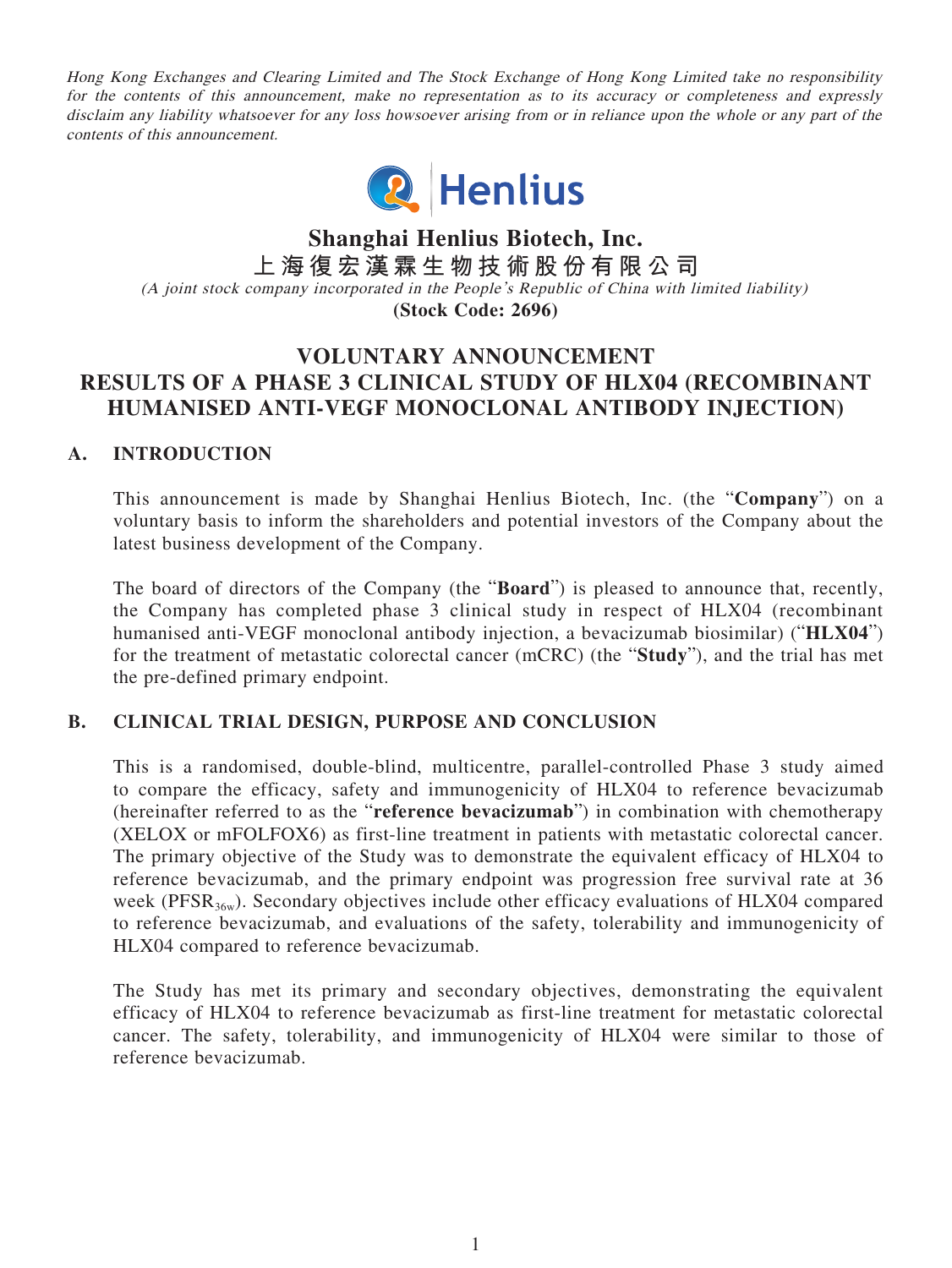*Hong Kong Exchanges and Clearing Limited and The Stock Exchange of Hong Kong Limited take no responsibility for the contents of this announcement, make no representation as to its accuracy or completeness and expressly disclaim any liability whatsoever for any loss howsoever arising from or in reliance upon the whole or any part of the contents of this announcement.*

# Shanghai Henlius Biotech, Inc.

# 上海復宏漢霖生物技術股份有限公司

*(A joint stock company incorporated in the People's Republic of China with limited liability)*

**(Stock Code: 2696)**

## VOLUNTARY ANNOUNCEMENT
## RESULTS OF A PHASE 3 CLINICAL STUDY OF HLX04 (RECOMBINANT HUMANISED ANTI-VEGF MONOCLONAL ANTIBODY INJECTION)

### A. INTRODUCTION

This announcement is made by Shanghai Henlius Biotech, Inc. (the "**Company**") on a voluntary basis to inform the shareholders and potential investors of the Company about the latest business development of the Company.

The board of directors of the Company (the "**Board**") is pleased to announce that, recently, the Company has completed phase 3 clinical study in respect of HLX04 (recombinant humanised anti-VEGF monoclonal antibody injection, a bevacizumab biosimilar) ("**HLX04**") for the treatment of metastatic colorectal cancer (mCRC) (the "**Study**"), and the trial has met the pre-defined primary endpoint.

### B. CLINICAL TRIAL DESIGN, PURPOSE AND CONCLUSION

This is a randomised, double-blind, multicentre, parallel-controlled Phase 3 study aimed to compare the efficacy, safety and immunogenicity of HLX04 to reference bevacizumab (hereinafter referred to as the "**reference bevacizumab**") in combination with chemotherapy (XELOX or mFOLFOX6) as first-line treatment in patients with metastatic colorectal cancer. The primary objective of the Study was to demonstrate the equivalent efficacy of HLX04 to reference bevacizumab, and the primary endpoint was progression free survival rate at 36 week ($PFSR_{36w}$). Secondary objectives include other efficacy evaluations of HLX04 compared to reference bevacizumab, and evaluations of the safety, tolerability and immunogenicity of HLX04 compared to reference bevacizumab.

The Study has met its primary and secondary objectives, demonstrating the equivalent efficacy of HLX04 to reference bevacizumab as first-line treatment for metastatic colorectal cancer. The safety, tolerability, and immunogenicity of HLX04 were similar to those of reference bevacizumab.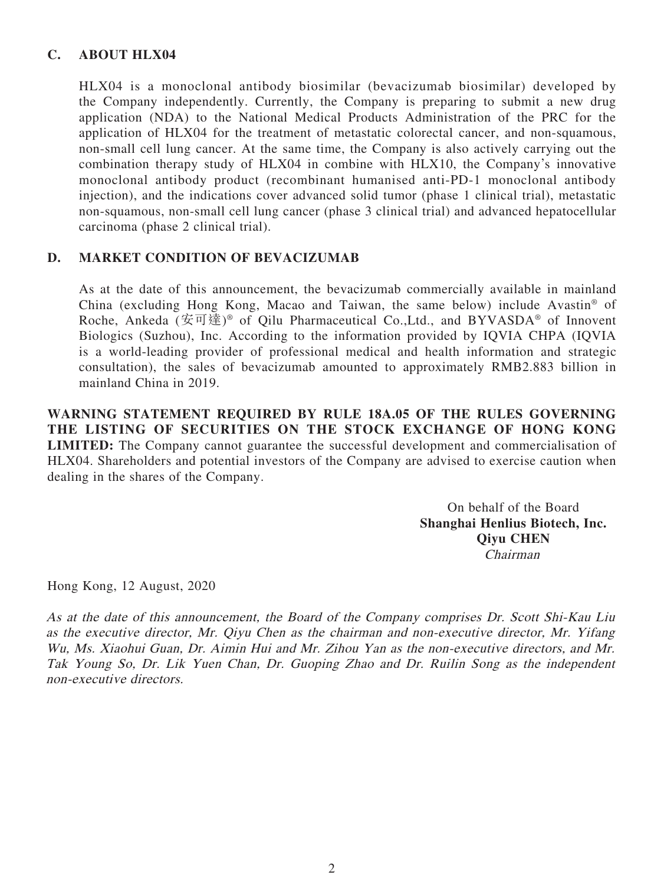## C. ABOUT HLX04

HLX04 is a monoclonal antibody biosimilar (bevacizumab biosimilar) developed by the Company independently. Currently, the Company is preparing to submit a new drug application (NDA) to the National Medical Products Administration of the PRC for the application of HLX04 for the treatment of metastatic colorectal cancer, and non-squamous, non-small cell lung cancer. At the same time, the Company is also actively carrying out the combination therapy study of HLX04 in combine with HLX10, the Company's innovative monoclonal antibody product (recombinant humanised anti-PD-1 monoclonal antibody injection), and the indications cover advanced solid tumor (phase 1 clinical trial), metastatic non-squamous, non-small cell lung cancer (phase 3 clinical trial) and advanced hepatocellular carcinoma (phase 2 clinical trial).

## D. MARKET CONDITION OF BEVACIZUMAB

As at the date of this announcement, the bevacizumab commercially available in mainland China (excluding Hong Kong, Macao and Taiwan, the same below) include Avastin® of Roche, Ankeda (安可達)® of Qilu Pharmaceutical Co.,Ltd., and BYVASDA® of Innovent Biologics (Suzhou), Inc. According to the information provided by IQVIA CHPA (IQVIA is a world-leading provider of professional medical and health information and strategic consultation), the sales of bevacizumab amounted to approximately RMB2.883 billion in mainland China in 2019.

**WARNING STATEMENT REQUIRED BY RULE 18A.05 OF THE RULES GOVERNING THE LISTING OF SECURITIES ON THE STOCK EXCHANGE OF HONG KONG LIMITED:** The Company cannot guarantee the successful development and commercialisation of HLX04. Shareholders and potential investors of the Company are advised to exercise caution when dealing in the shares of the Company.

On behalf of the Board
**Shanghai Henlius Biotech, Inc.**
**Qiyu CHEN**
*Chairman*

Hong Kong, 12 August, 2020

*As at the date of this announcement, the Board of the Company comprises Dr. Scott Shi-Kau Liu as the executive director, Mr. Qiyu Chen as the chairman and non-executive director, Mr. Yifang Wu, Ms. Xiaohui Guan, Dr. Aimin Hui and Mr. Zihou Yan as the non-executive directors, and Mr. Tak Young So, Dr. Lik Yuen Chan, Dr. Guoping Zhao and Dr. Ruilin Song as the independent non-executive directors.*